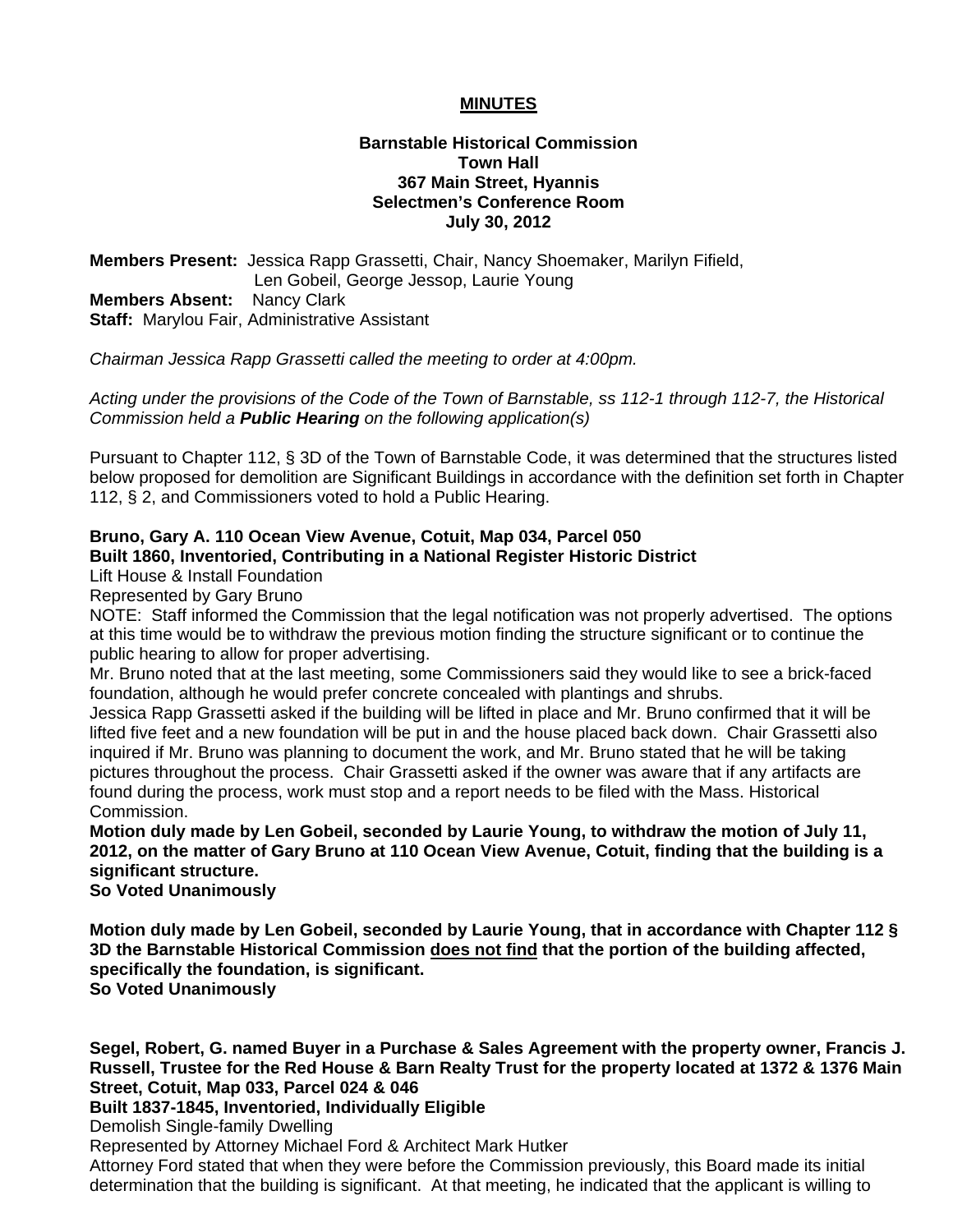# MINUTES

**Barnstable Historical Commission**
**Town Hall**
**367 Main Street, Hyannis**
**Selectmen's Conference Room**
**July 30, 2012**

**Members Present:** Jessica Rapp Grassetti, Chair, Nancy Shoemaker, Marilyn Fifield, Len Gobeil, George Jessop, Laurie Young
**Members Absent:** Nancy Clark
**Staff:** Marylou Fair, Administrative Assistant

*Chairman Jessica Rapp Grassetti called the meeting to order at 4:00pm.*

*Acting under the provisions of the Code of the Town of Barnstable, ss 112-1 through 112-7, the Historical Commission held a **Public Hearing** on the following application(s)*

Pursuant to Chapter 112, § 3D of the Town of Barnstable Code, it was determined that the structures listed below proposed for demolition are Significant Buildings in accordance with the definition set forth in Chapter 112, § 2, and Commissioners voted to hold a Public Hearing.

**Bruno, Gary A. 110 Ocean View Avenue, Cotuit, Map 034, Parcel 050**
**Built 1860, Inventoried, Contributing in a National Register Historic District**
Lift House & Install Foundation
Represented by Gary Bruno
NOTE: Staff informed the Commission that the legal notification was not properly advertised. The options at this time would be to withdraw the previous motion finding the structure significant or to continue the public hearing to allow for proper advertising.
Mr. Bruno noted that at the last meeting, some Commissioners said they would like to see a brick-faced foundation, although he would prefer concrete concealed with plantings and shrubs.
Jessica Rapp Grassetti asked if the building will be lifted in place and Mr. Bruno confirmed that it will be lifted five feet and a new foundation will be put in and the house placed back down. Chair Grassetti also inquired if Mr. Bruno was planning to document the work, and Mr. Bruno stated that he will be taking pictures throughout the process. Chair Grassetti asked if the owner was aware that if any artifacts are found during the process, work must stop and a report needs to be filed with the Mass. Historical Commission.
**Motion duly made by Len Gobeil, seconded by Laurie Young, to withdraw the motion of July 11, 2012, on the matter of Gary Bruno at 110 Ocean View Avenue, Cotuit, finding that the building is a significant structure.**
**So Voted Unanimously**

**Motion duly made by Len Gobeil, seconded by Laurie Young, that in accordance with Chapter 112 § 3D the Barnstable Historical Commission <u>does not find</u> that the portion of the building affected, specifically the foundation, is significant.**
**So Voted Unanimously**

**Segel, Robert, G. named Buyer in a Purchase & Sales Agreement with the property owner, Francis J. Russell, Trustee for the Red House & Barn Realty Trust for the property located at 1372 & 1376 Main Street, Cotuit, Map 033, Parcel 024 & 046**
**Built 1837-1845, Inventoried, Individually Eligible**
Demolish Single-family Dwelling
Represented by Attorney Michael Ford & Architect Mark Hutker
Attorney Ford stated that when they were before the Commission previously, this Board made its initial determination that the building is significant. At that meeting, he indicated that the applicant is willing to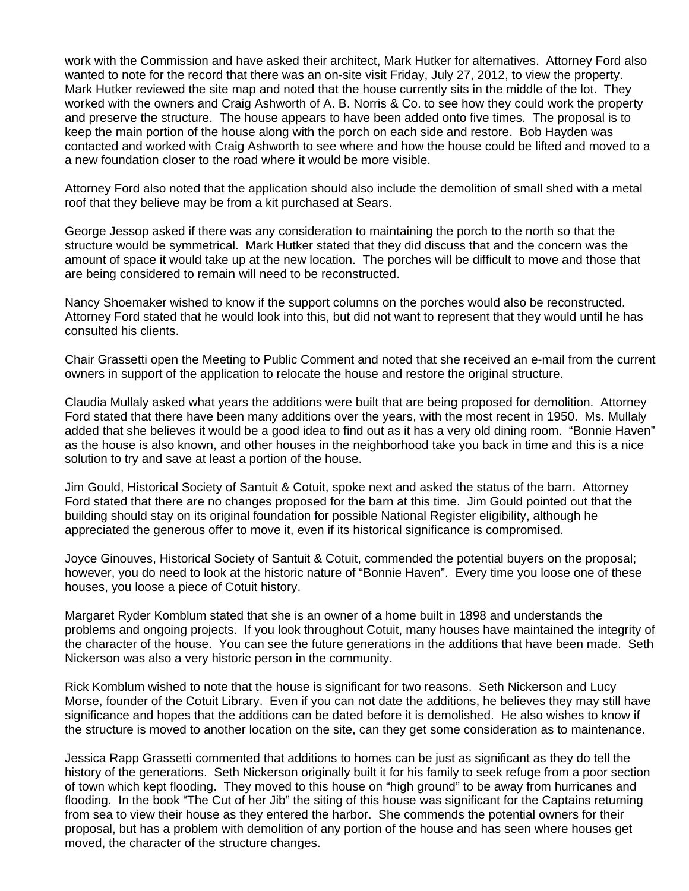work with the Commission and have asked their architect, Mark Hutker for alternatives. Attorney Ford also wanted to note for the record that there was an on-site visit Friday, July 27, 2012, to view the property. Mark Hutker reviewed the site map and noted that the house currently sits in the middle of the lot. They worked with the owners and Craig Ashworth of A. B. Norris & Co. to see how they could work the property and preserve the structure. The house appears to have been added onto five times. The proposal is to keep the main portion of the house along with the porch on each side and restore. Bob Hayden was contacted and worked with Craig Ashworth to see where and how the house could be lifted and moved to a a new foundation closer to the road where it would be more visible.

Attorney Ford also noted that the application should also include the demolition of small shed with a metal roof that they believe may be from a kit purchased at Sears.

George Jessop asked if there was any consideration to maintaining the porch to the north so that the structure would be symmetrical. Mark Hutker stated that they did discuss that and the concern was the amount of space it would take up at the new location. The porches will be difficult to move and those that are being considered to remain will need to be reconstructed.

Nancy Shoemaker wished to know if the support columns on the porches would also be reconstructed. Attorney Ford stated that he would look into this, but did not want to represent that they would until he has consulted his clients.

Chair Grassetti open the Meeting to Public Comment and noted that she received an e-mail from the current owners in support of the application to relocate the house and restore the original structure.

Claudia Mullaly asked what years the additions were built that are being proposed for demolition. Attorney Ford stated that there have been many additions over the years, with the most recent in 1950. Ms. Mullaly added that she believes it would be a good idea to find out as it has a very old dining room. "Bonnie Haven" as the house is also known, and other houses in the neighborhood take you back in time and this is a nice solution to try and save at least a portion of the house.

Jim Gould, Historical Society of Santuit & Cotuit, spoke next and asked the status of the barn. Attorney Ford stated that there are no changes proposed for the barn at this time. Jim Gould pointed out that the building should stay on its original foundation for possible National Register eligibility, although he appreciated the generous offer to move it, even if its historical significance is compromised.

Joyce Ginouves, Historical Society of Santuit & Cotuit, commended the potential buyers on the proposal; however, you do need to look at the historic nature of "Bonnie Haven". Every time you loose one of these houses, you loose a piece of Cotuit history.

Margaret Ryder Komblum stated that she is an owner of a home built in 1898 and understands the problems and ongoing projects. If you look throughout Cotuit, many houses have maintained the integrity of the character of the house. You can see the future generations in the additions that have been made. Seth Nickerson was also a very historic person in the community.

Rick Komblum wished to note that the house is significant for two reasons. Seth Nickerson and Lucy Morse, founder of the Cotuit Library. Even if you can not date the additions, he believes they may still have significance and hopes that the additions can be dated before it is demolished. He also wishes to know if the structure is moved to another location on the site, can they get some consideration as to maintenance.

Jessica Rapp Grassetti commented that additions to homes can be just as significant as they do tell the history of the generations. Seth Nickerson originally built it for his family to seek refuge from a poor section of town which kept flooding. They moved to this house on "high ground" to be away from hurricanes and flooding. In the book "The Cut of her Jib" the siting of this house was significant for the Captains returning from sea to view their house as they entered the harbor. She commends the potential owners for their proposal, but has a problem with demolition of any portion of the house and has seen where houses get moved, the character of the structure changes.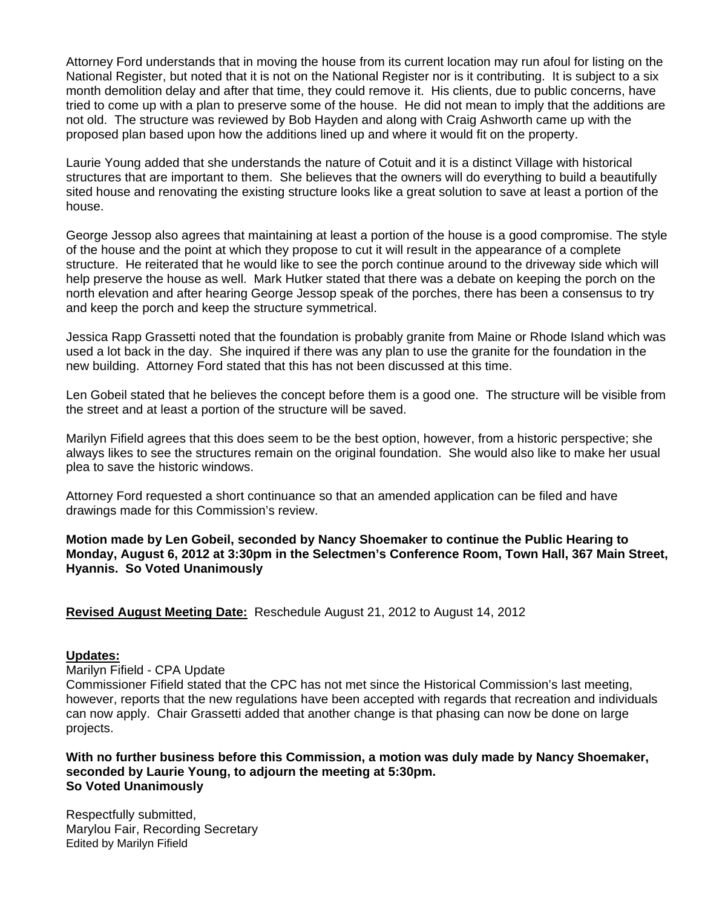Attorney Ford understands that in moving the house from its current location may run afoul for listing on the National Register, but noted that it is not on the National Register nor is it contributing. It is subject to a six month demolition delay and after that time, they could remove it. His clients, due to public concerns, have tried to come up with a plan to preserve some of the house. He did not mean to imply that the additions are not old. The structure was reviewed by Bob Hayden and along with Craig Ashworth came up with the proposed plan based upon how the additions lined up and where it would fit on the property.

Laurie Young added that she understands the nature of Cotuit and it is a distinct Village with historical structures that are important to them. She believes that the owners will do everything to build a beautifully sited house and renovating the existing structure looks like a great solution to save at least a portion of the house.

George Jessop also agrees that maintaining at least a portion of the house is a good compromise. The style of the house and the point at which they propose to cut it will result in the appearance of a complete structure. He reiterated that he would like to see the porch continue around to the driveway side which will help preserve the house as well. Mark Hutker stated that there was a debate on keeping the porch on the north elevation and after hearing George Jessop speak of the porches, there has been a consensus to try and keep the porch and keep the structure symmetrical.

Jessica Rapp Grassetti noted that the foundation is probably granite from Maine or Rhode Island which was used a lot back in the day. She inquired if there was any plan to use the granite for the foundation in the new building. Attorney Ford stated that this has not been discussed at this time.

Len Gobeil stated that he believes the concept before them is a good one. The structure will be visible from the street and at least a portion of the structure will be saved.

Marilyn Fifield agrees that this does seem to be the best option, however, from a historic perspective; she always likes to see the structures remain on the original foundation. She would also like to make her usual plea to save the historic windows.

Attorney Ford requested a short continuance so that an amended application can be filed and have drawings made for this Commission's review.

**Motion made by Len Gobeil, seconded by Nancy Shoemaker to continue the Public Hearing to Monday, August 6, 2012 at 3:30pm in the Selectmen's Conference Room, Town Hall, 367 Main Street, Hyannis. So Voted Unanimously**

**Revised August Meeting Date:** Reschedule August 21, 2012 to August 14, 2012

**Updates:**

Marilyn Fifield - CPA Update

Commissioner Fifield stated that the CPC has not met since the Historical Commission's last meeting, however, reports that the new regulations have been accepted with regards that recreation and individuals can now apply. Chair Grassetti added that another change is that phasing can now be done on large projects.

**With no further business before this Commission, a motion was duly made by Nancy Shoemaker, seconded by Laurie Young, to adjourn the meeting at 5:30pm.**
**So Voted Unanimously**

Respectfully submitted,
Marylou Fair, Recording Secretary
Edited by Marilyn Fifield